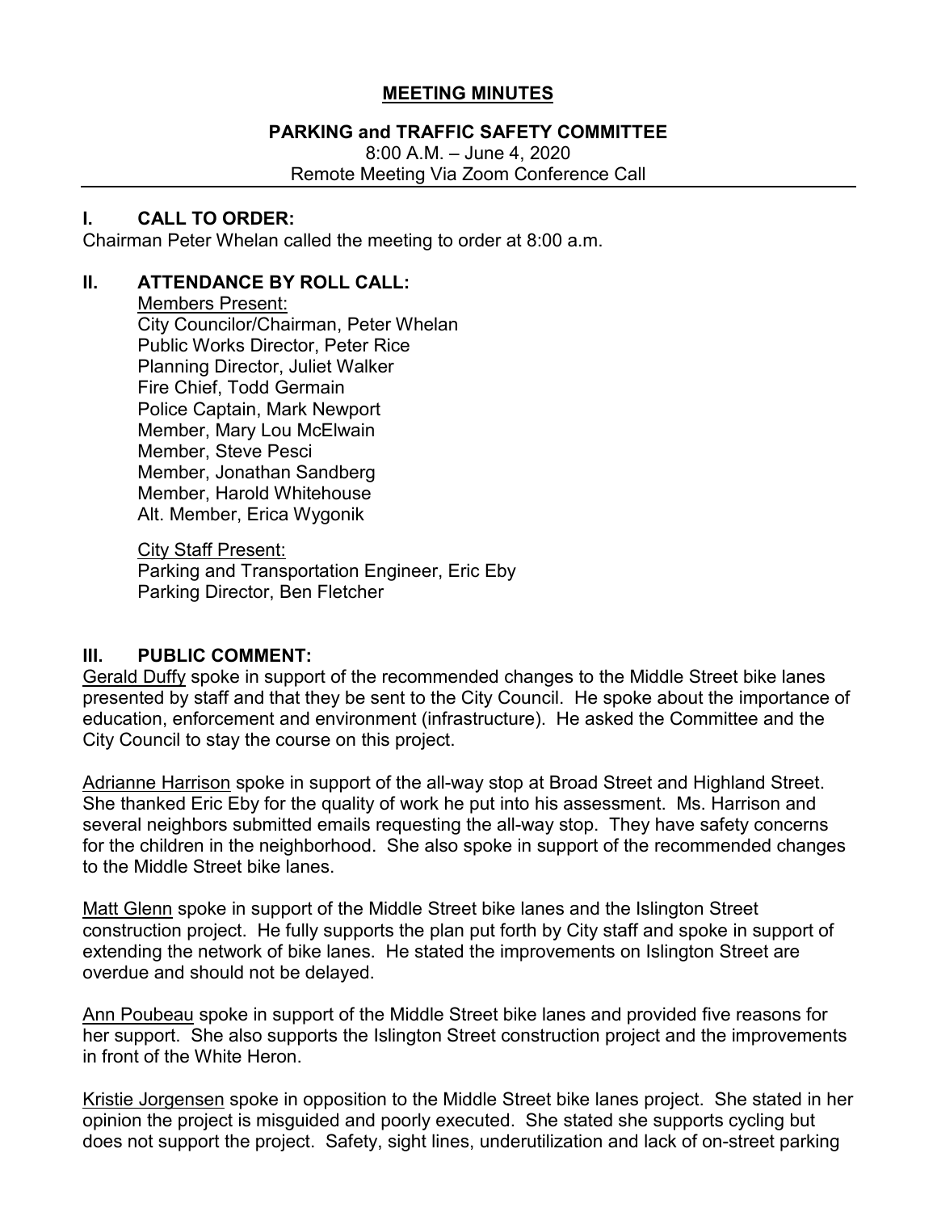# MEETING MINUTES

## PARKING and TRAFFIC SAFETY COMMITTEE

8:00 A.M. – June 4, 2020
Remote Meeting Via Zoom Conference Call

## I. CALL TO ORDER:

Chairman Peter Whelan called the meeting to order at 8:00 a.m.

## II. ATTENDANCE BY ROLL CALL:

Members Present:
City Councilor/Chairman, Peter Whelan
Public Works Director, Peter Rice
Planning Director, Juliet Walker
Fire Chief, Todd Germain
Police Captain, Mark Newport
Member, Mary Lou McElwain
Member, Steve Pesci
Member, Jonathan Sandberg
Member, Harold Whitehouse
Alt. Member, Erica Wygonik

City Staff Present:
Parking and Transportation Engineer, Eric Eby
Parking Director, Ben Fletcher

## III. PUBLIC COMMENT:

Gerald Duffy spoke in support of the recommended changes to the Middle Street bike lanes presented by staff and that they be sent to the City Council. He spoke about the importance of education, enforcement and environment (infrastructure). He asked the Committee and the City Council to stay the course on this project.

Adrianne Harrison spoke in support of the all-way stop at Broad Street and Highland Street. She thanked Eric Eby for the quality of work he put into his assessment. Ms. Harrison and several neighbors submitted emails requesting the all-way stop. They have safety concerns for the children in the neighborhood. She also spoke in support of the recommended changes to the Middle Street bike lanes.

Matt Glenn spoke in support of the Middle Street bike lanes and the Islington Street construction project. He fully supports the plan put forth by City staff and spoke in support of extending the network of bike lanes. He stated the improvements on Islington Street are overdue and should not be delayed.

Ann Poubeau spoke in support of the Middle Street bike lanes and provided five reasons for her support. She also supports the Islington Street construction project and the improvements in front of the White Heron.

Kristie Jorgensen spoke in opposition to the Middle Street bike lanes project. She stated in her opinion the project is misguided and poorly executed. She stated she supports cycling but does not support the project. Safety, sight lines, underutilization and lack of on-street parking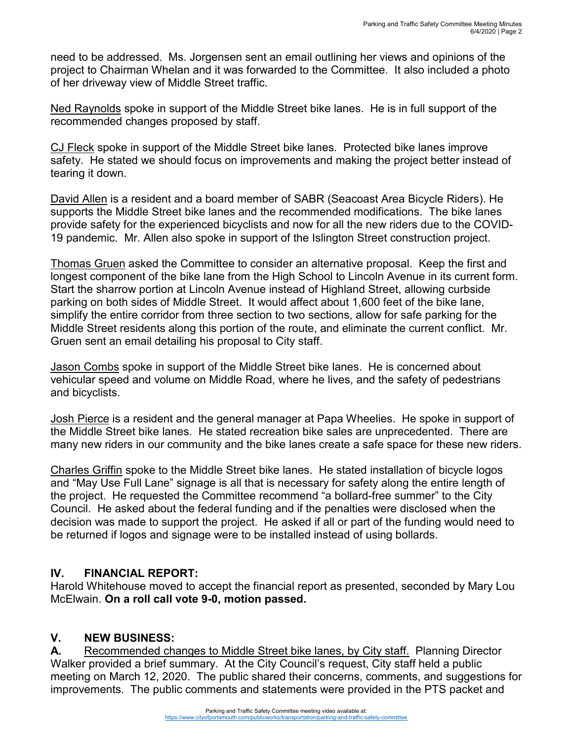need to be addressed. Ms. Jorgensen sent an email outlining her views and opinions of the project to Chairman Whelan and it was forwarded to the Committee. It also included a photo of her driveway view of Middle Street traffic.

<u>Ned Raynolds</u> spoke in support of the Middle Street bike lanes. He is in full support of the recommended changes proposed by staff.

<u>CJ Fleck</u> spoke in support of the Middle Street bike lanes. Protected bike lanes improve safety. He stated we should focus on improvements and making the project better instead of tearing it down.

<u>David Allen</u> is a resident and a board member of SABR (Seacoast Area Bicycle Riders). He supports the Middle Street bike lanes and the recommended modifications. The bike lanes provide safety for the experienced bicyclists and now for all the new riders due to the COVID-19 pandemic. Mr. Allen also spoke in support of the Islington Street construction project.

<u>Thomas Gruen</u> asked the Committee to consider an alternative proposal. Keep the first and longest component of the bike lane from the High School to Lincoln Avenue in its current form. Start the sharrow portion at Lincoln Avenue instead of Highland Street, allowing curbside parking on both sides of Middle Street. It would affect about 1,600 feet of the bike lane, simplify the entire corridor from three section to two sections, allow for safe parking for the Middle Street residents along this portion of the route, and eliminate the current conflict. Mr. Gruen sent an email detailing his proposal to City staff.

<u>Jason Combs</u> spoke in support of the Middle Street bike lanes. He is concerned about vehicular speed and volume on Middle Road, where he lives, and the safety of pedestrians and bicyclists.

<u>Josh Pierce</u> is a resident and the general manager at Papa Wheelies. He spoke in support of the Middle Street bike lanes. He stated recreation bike sales are unprecedented. There are many new riders in our community and the bike lanes create a safe space for these new riders.

<u>Charles Griffin</u> spoke to the Middle Street bike lanes. He stated installation of bicycle logos and "May Use Full Lane" signage is all that is necessary for safety along the entire length of the project. He requested the Committee recommend "a bollard-free summer" to the City Council. He asked about the federal funding and if the penalties were disclosed when the decision was made to support the project. He asked if all or part of the funding would need to be returned if logos and signage were to be installed instead of using bollards.

## IV. FINANCIAL REPORT:

Harold Whitehouse moved to accept the financial report as presented, seconded by Mary Lou McElwain. **On a roll call vote 9-0, motion passed.**

## V. NEW BUSINESS:

**A.** <u>Recommended changes to Middle Street bike lanes, by City staff.</u> Planning Director Walker provided a brief summary. At the City Council's request, City staff held a public meeting on March 12, 2020. The public shared their concerns, comments, and suggestions for improvements. The public comments and statements were provided in the PTS packet and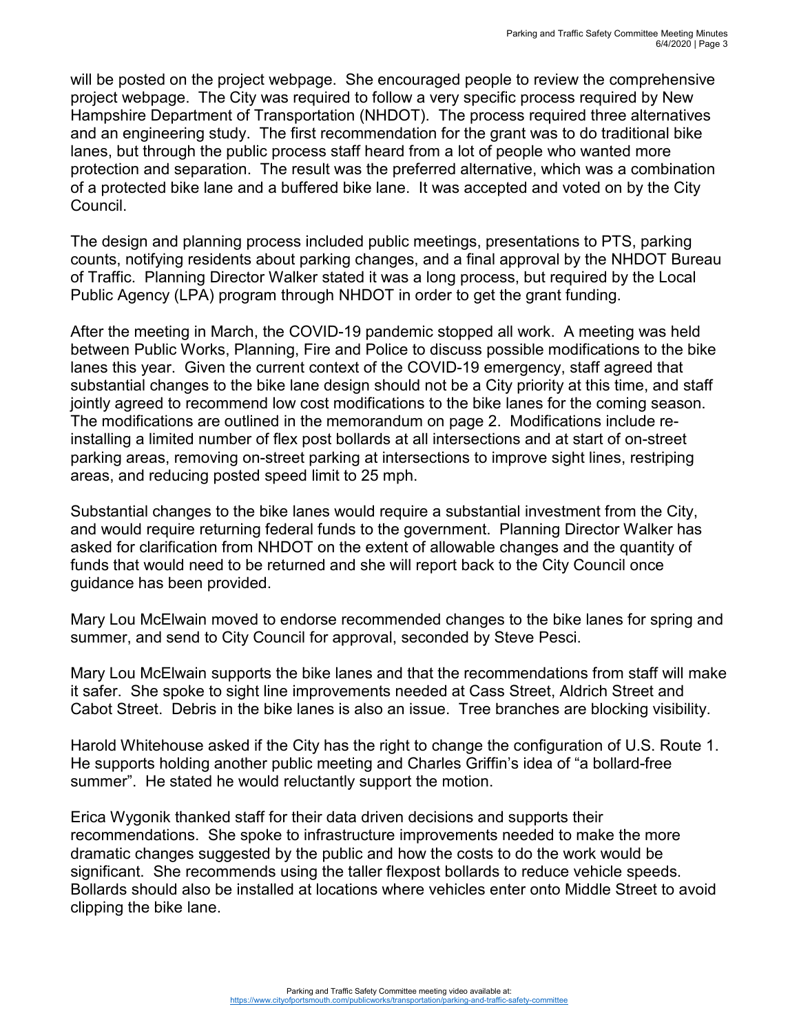will be posted on the project webpage. She encouraged people to review the comprehensive project webpage. The City was required to follow a very specific process required by New Hampshire Department of Transportation (NHDOT). The process required three alternatives and an engineering study. The first recommendation for the grant was to do traditional bike lanes, but through the public process staff heard from a lot of people who wanted more protection and separation. The result was the preferred alternative, which was a combination of a protected bike lane and a buffered bike lane. It was accepted and voted on by the City Council.

The design and planning process included public meetings, presentations to PTS, parking counts, notifying residents about parking changes, and a final approval by the NHDOT Bureau of Traffic. Planning Director Walker stated it was a long process, but required by the Local Public Agency (LPA) program through NHDOT in order to get the grant funding.

After the meeting in March, the COVID-19 pandemic stopped all work. A meeting was held between Public Works, Planning, Fire and Police to discuss possible modifications to the bike lanes this year. Given the current context of the COVID-19 emergency, staff agreed that substantial changes to the bike lane design should not be a City priority at this time, and staff jointly agreed to recommend low cost modifications to the bike lanes for the coming season. The modifications are outlined in the memorandum on page 2. Modifications include re-installing a limited number of flex post bollards at all intersections and at start of on-street parking areas, removing on-street parking at intersections to improve sight lines, restriping areas, and reducing posted speed limit to 25 mph.

Substantial changes to the bike lanes would require a substantial investment from the City, and would require returning federal funds to the government. Planning Director Walker has asked for clarification from NHDOT on the extent of allowable changes and the quantity of funds that would need to be returned and she will report back to the City Council once guidance has been provided.

Mary Lou McElwain moved to endorse recommended changes to the bike lanes for spring and summer, and send to City Council for approval, seconded by Steve Pesci.

Mary Lou McElwain supports the bike lanes and that the recommendations from staff will make it safer. She spoke to sight line improvements needed at Cass Street, Aldrich Street and Cabot Street. Debris in the bike lanes is also an issue. Tree branches are blocking visibility.

Harold Whitehouse asked if the City has the right to change the configuration of U.S. Route 1. He supports holding another public meeting and Charles Griffin's idea of "a bollard-free summer". He stated he would reluctantly support the motion.

Erica Wygonik thanked staff for their data driven decisions and supports their recommendations. She spoke to infrastructure improvements needed to make the more dramatic changes suggested by the public and how the costs to do the work would be significant. She recommends using the taller flexpost bollards to reduce vehicle speeds. Bollards should also be installed at locations where vehicles enter onto Middle Street to avoid clipping the bike lane.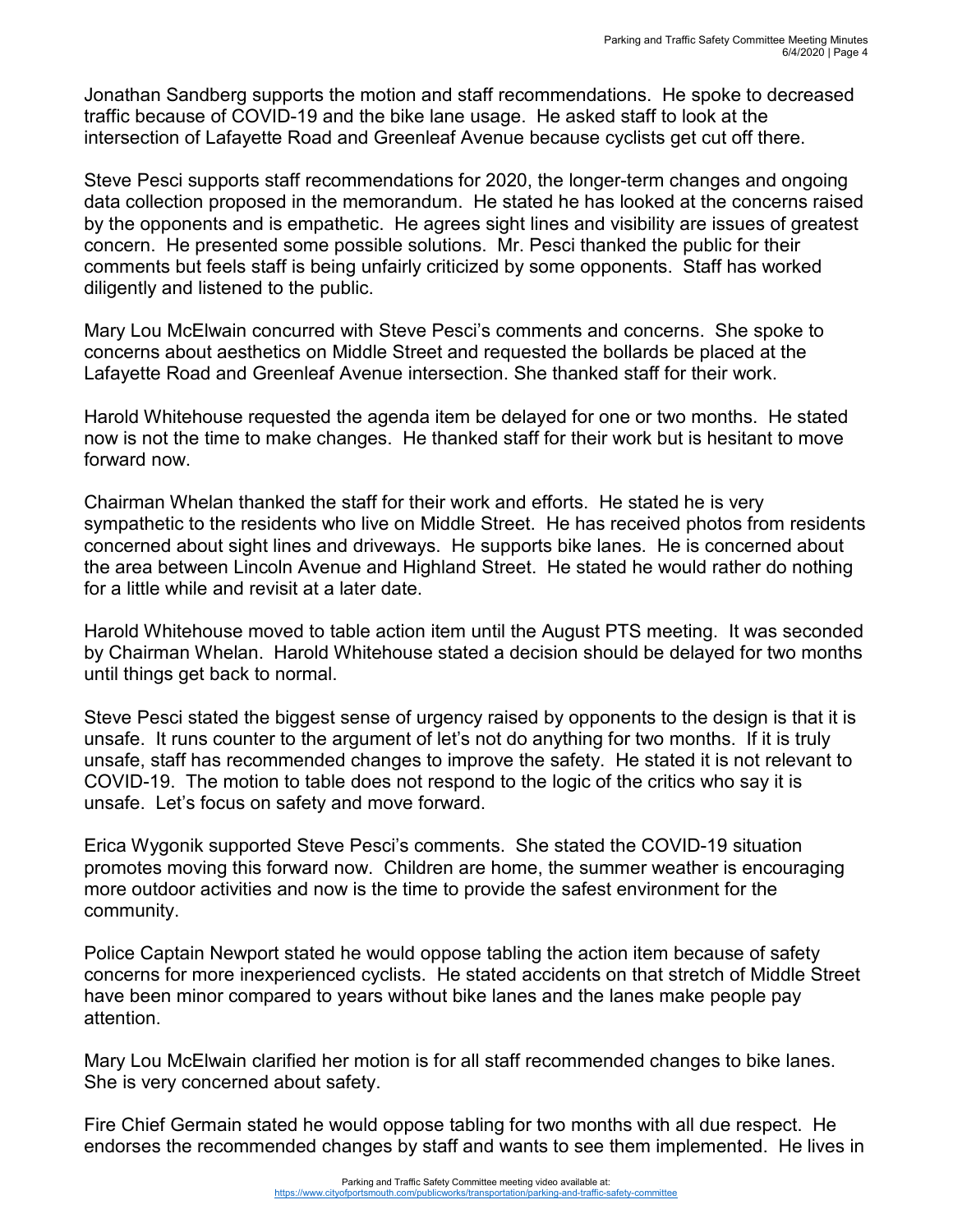Jonathan Sandberg supports the motion and staff recommendations. He spoke to decreased traffic because of COVID-19 and the bike lane usage. He asked staff to look at the intersection of Lafayette Road and Greenleaf Avenue because cyclists get cut off there.

Steve Pesci supports staff recommendations for 2020, the longer-term changes and ongoing data collection proposed in the memorandum. He stated he has looked at the concerns raised by the opponents and is empathetic. He agrees sight lines and visibility are issues of greatest concern. He presented some possible solutions. Mr. Pesci thanked the public for their comments but feels staff is being unfairly criticized by some opponents. Staff has worked diligently and listened to the public.

Mary Lou McElwain concurred with Steve Pesci's comments and concerns. She spoke to concerns about aesthetics on Middle Street and requested the bollards be placed at the Lafayette Road and Greenleaf Avenue intersection. She thanked staff for their work.

Harold Whitehouse requested the agenda item be delayed for one or two months. He stated now is not the time to make changes. He thanked staff for their work but is hesitant to move forward now.

Chairman Whelan thanked the staff for their work and efforts. He stated he is very sympathetic to the residents who live on Middle Street. He has received photos from residents concerned about sight lines and driveways. He supports bike lanes. He is concerned about the area between Lincoln Avenue and Highland Street. He stated he would rather do nothing for a little while and revisit at a later date.

Harold Whitehouse moved to table action item until the August PTS meeting. It was seconded by Chairman Whelan. Harold Whitehouse stated a decision should be delayed for two months until things get back to normal.

Steve Pesci stated the biggest sense of urgency raised by opponents to the design is that it is unsafe. It runs counter to the argument of let's not do anything for two months. If it is truly unsafe, staff has recommended changes to improve the safety. He stated it is not relevant to COVID-19. The motion to table does not respond to the logic of the critics who say it is unsafe. Let's focus on safety and move forward.

Erica Wygonik supported Steve Pesci's comments. She stated the COVID-19 situation promotes moving this forward now. Children are home, the summer weather is encouraging more outdoor activities and now is the time to provide the safest environment for the community.

Police Captain Newport stated he would oppose tabling the action item because of safety concerns for more inexperienced cyclists. He stated accidents on that stretch of Middle Street have been minor compared to years without bike lanes and the lanes make people pay attention.

Mary Lou McElwain clarified her motion is for all staff recommended changes to bike lanes. She is very concerned about safety.

Fire Chief Germain stated he would oppose tabling for two months with all due respect. He endorses the recommended changes by staff and wants to see them implemented. He lives in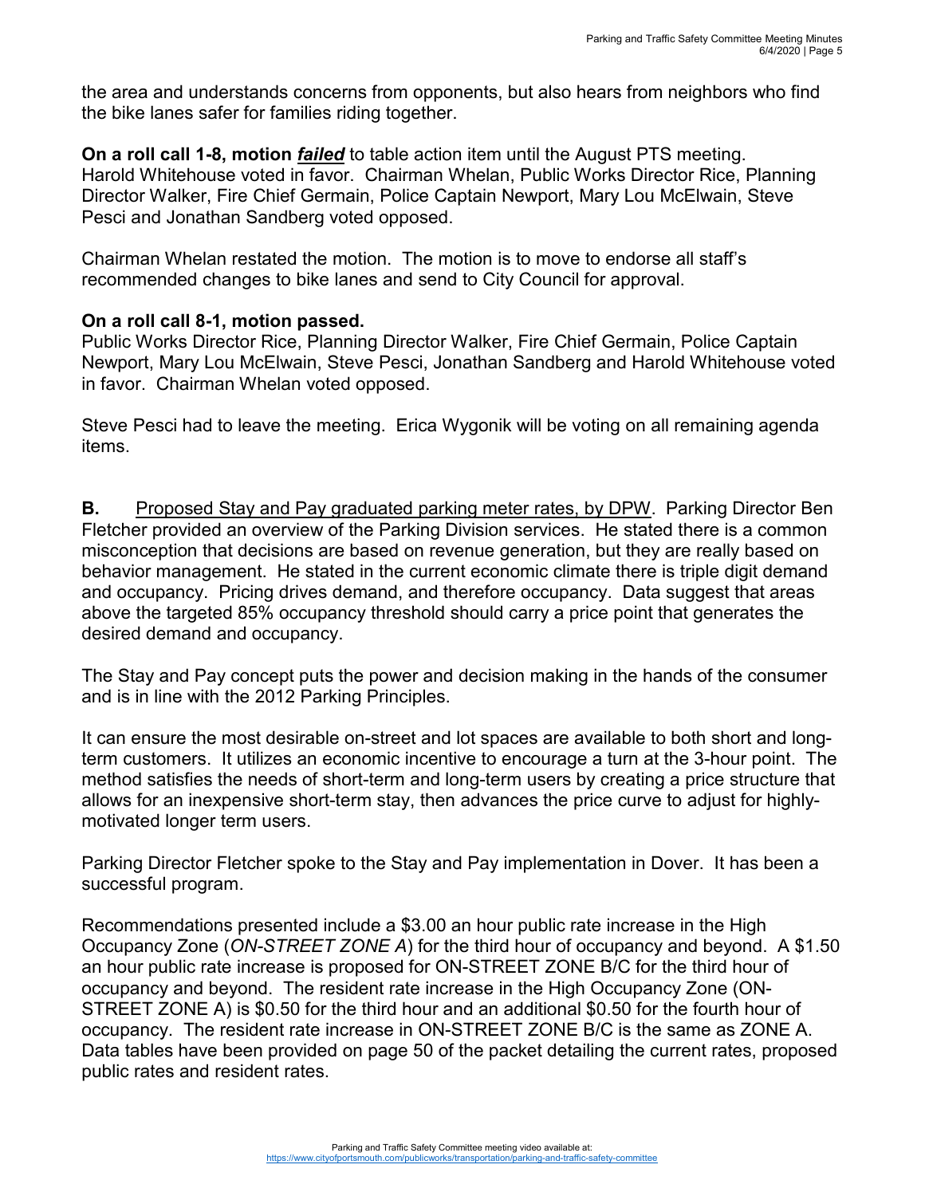the area and understands concerns from opponents, but also hears from neighbors who find the bike lanes safer for families riding together.

**On a roll call 1-8, motion *failed*** to table action item until the August PTS meeting. Harold Whitehouse voted in favor. Chairman Whelan, Public Works Director Rice, Planning Director Walker, Fire Chief Germain, Police Captain Newport, Mary Lou McElwain, Steve Pesci and Jonathan Sandberg voted opposed.

Chairman Whelan restated the motion. The motion is to move to endorse all staff's recommended changes to bike lanes and send to City Council for approval.

**On a roll call 8-1, motion passed.**
Public Works Director Rice, Planning Director Walker, Fire Chief Germain, Police Captain Newport, Mary Lou McElwain, Steve Pesci, Jonathan Sandberg and Harold Whitehouse voted in favor. Chairman Whelan voted opposed.

Steve Pesci had to leave the meeting. Erica Wygonik will be voting on all remaining agenda items.

**B.** Proposed Stay and Pay graduated parking meter rates, by DPW. Parking Director Ben Fletcher provided an overview of the Parking Division services. He stated there is a common misconception that decisions are based on revenue generation, but they are really based on behavior management. He stated in the current economic climate there is triple digit demand and occupancy. Pricing drives demand, and therefore occupancy. Data suggest that areas above the targeted 85% occupancy threshold should carry a price point that generates the desired demand and occupancy.

The Stay and Pay concept puts the power and decision making in the hands of the consumer and is in line with the 2012 Parking Principles.

It can ensure the most desirable on-street and lot spaces are available to both short and long-term customers. It utilizes an economic incentive to encourage a turn at the 3-hour point. The method satisfies the needs of short-term and long-term users by creating a price structure that allows for an inexpensive short-term stay, then advances the price curve to adjust for highly-motivated longer term users.

Parking Director Fletcher spoke to the Stay and Pay implementation in Dover. It has been a successful program.

Recommendations presented include a $3.00 an hour public rate increase in the High Occupancy Zone (*ON-STREET ZONE A*) for the third hour of occupancy and beyond. A $1.50 an hour public rate increase is proposed for ON-STREET ZONE B/C for the third hour of occupancy and beyond. The resident rate increase in the High Occupancy Zone (ON-STREET ZONE A) is $0.50 for the third hour and an additional $0.50 for the fourth hour of occupancy. The resident rate increase in ON-STREET ZONE B/C is the same as ZONE A. Data tables have been provided on page 50 of the packet detailing the current rates, proposed public rates and resident rates.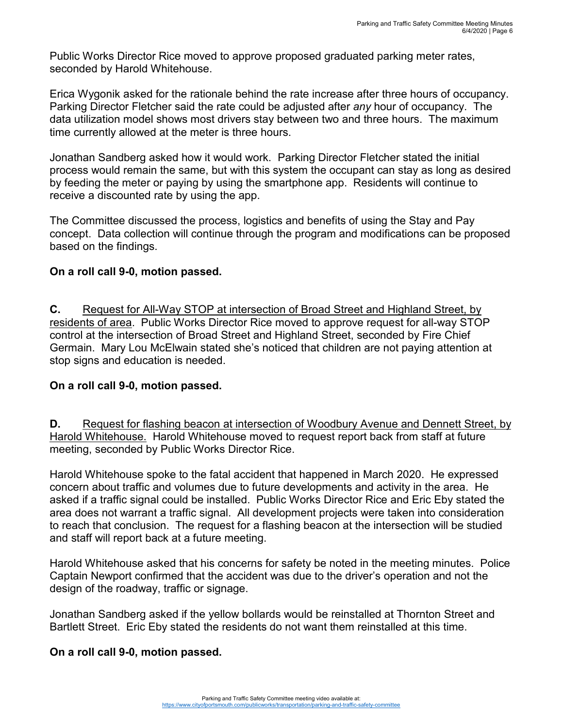Public Works Director Rice moved to approve proposed graduated parking meter rates, seconded by Harold Whitehouse.

Erica Wygonik asked for the rationale behind the rate increase after three hours of occupancy. Parking Director Fletcher said the rate could be adjusted after *any* hour of occupancy. The data utilization model shows most drivers stay between two and three hours. The maximum time currently allowed at the meter is three hours.

Jonathan Sandberg asked how it would work. Parking Director Fletcher stated the initial process would remain the same, but with this system the occupant can stay as long as desired by feeding the meter or paying by using the smartphone app. Residents will continue to receive a discounted rate by using the app.

The Committee discussed the process, logistics and benefits of using the Stay and Pay concept. Data collection will continue through the program and modifications can be proposed based on the findings.

**On a roll call 9-0, motion passed.**

**C.** <u>Request for All-Way STOP at intersection of Broad Street and Highland Street, by residents of area</u>. Public Works Director Rice moved to approve request for all-way STOP control at the intersection of Broad Street and Highland Street, seconded by Fire Chief Germain. Mary Lou McElwain stated she's noticed that children are not paying attention at stop signs and education is needed.

**On a roll call 9-0, motion passed.**

**D.** <u>Request for flashing beacon at intersection of Woodbury Avenue and Dennett Street, by Harold Whitehouse.</u> Harold Whitehouse moved to request report back from staff at future meeting, seconded by Public Works Director Rice.

Harold Whitehouse spoke to the fatal accident that happened in March 2020. He expressed concern about traffic and volumes due to future developments and activity in the area. He asked if a traffic signal could be installed. Public Works Director Rice and Eric Eby stated the area does not warrant a traffic signal. All development projects were taken into consideration to reach that conclusion. The request for a flashing beacon at the intersection will be studied and staff will report back at a future meeting.

Harold Whitehouse asked that his concerns for safety be noted in the meeting minutes. Police Captain Newport confirmed that the accident was due to the driver's operation and not the design of the roadway, traffic or signage.

Jonathan Sandberg asked if the yellow bollards would be reinstalled at Thornton Street and Bartlett Street. Eric Eby stated the residents do not want them reinstalled at this time.

**On a roll call 9-0, motion passed.**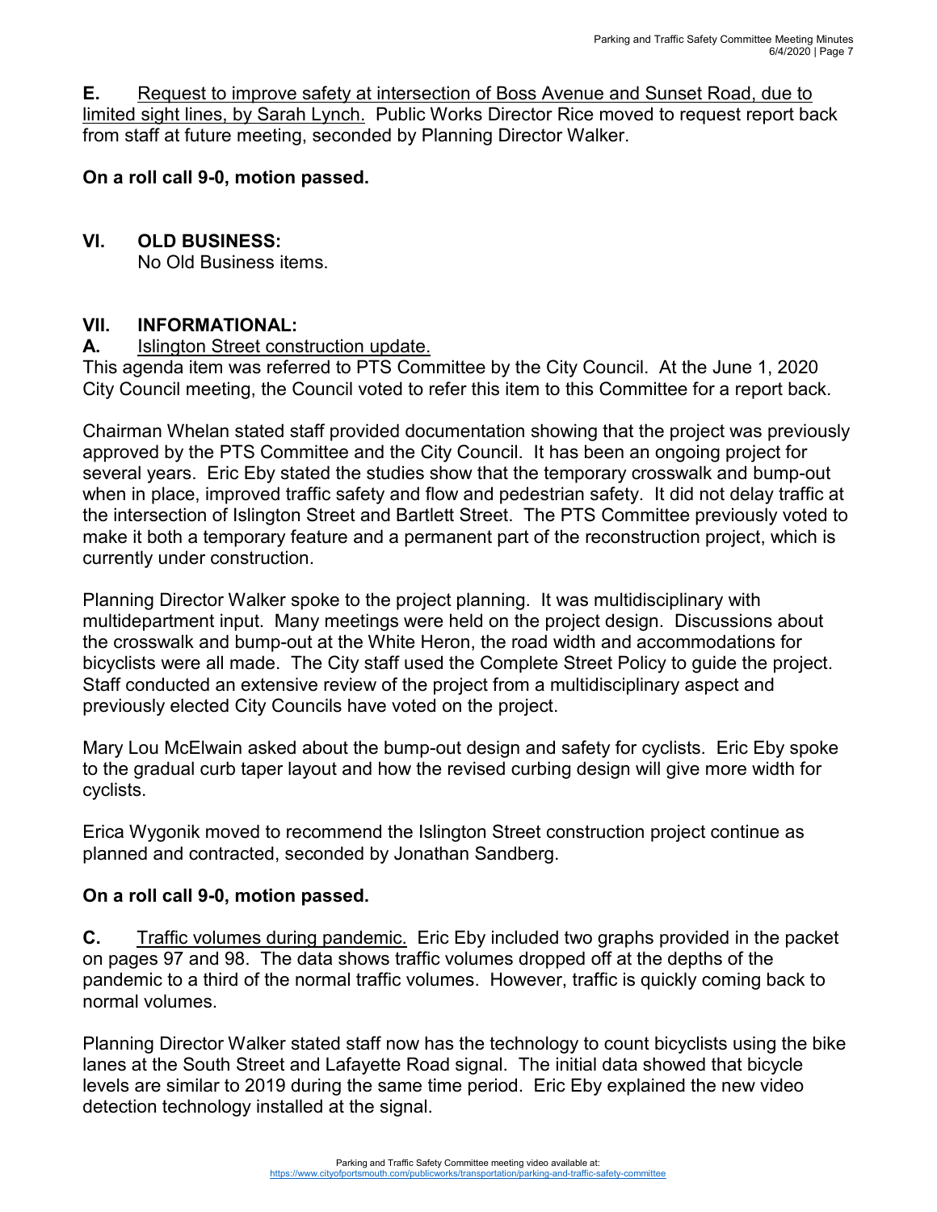**E.** Request to improve safety at intersection of Boss Avenue and Sunset Road, due to limited sight lines, by Sarah Lynch. Public Works Director Rice moved to request report back from staff at future meeting, seconded by Planning Director Walker.

**On a roll call 9-0, motion passed.**

## VI. OLD BUSINESS:

No Old Business items.

## VII. INFORMATIONAL:

**A.** Islington Street construction update.

This agenda item was referred to PTS Committee by the City Council. At the June 1, 2020 City Council meeting, the Council voted to refer this item to this Committee for a report back.

Chairman Whelan stated staff provided documentation showing that the project was previously approved by the PTS Committee and the City Council. It has been an ongoing project for several years. Eric Eby stated the studies show that the temporary crosswalk and bump-out when in place, improved traffic safety and flow and pedestrian safety. It did not delay traffic at the intersection of Islington Street and Bartlett Street. The PTS Committee previously voted to make it both a temporary feature and a permanent part of the reconstruction project, which is currently under construction.

Planning Director Walker spoke to the project planning. It was multidisciplinary with multidepartment input. Many meetings were held on the project design. Discussions about the crosswalk and bump-out at the White Heron, the road width and accommodations for bicyclists were all made. The City staff used the Complete Street Policy to guide the project. Staff conducted an extensive review of the project from a multidisciplinary aspect and previously elected City Councils have voted on the project.

Mary Lou McElwain asked about the bump-out design and safety for cyclists. Eric Eby spoke to the gradual curb taper layout and how the revised curbing design will give more width for cyclists.

Erica Wygonik moved to recommend the Islington Street construction project continue as planned and contracted, seconded by Jonathan Sandberg.

**On a roll call 9-0, motion passed.**

**C.** Traffic volumes during pandemic. Eric Eby included two graphs provided in the packet on pages 97 and 98. The data shows traffic volumes dropped off at the depths of the pandemic to a third of the normal traffic volumes. However, traffic is quickly coming back to normal volumes.

Planning Director Walker stated staff now has the technology to count bicyclists using the bike lanes at the South Street and Lafayette Road signal. The initial data showed that bicycle levels are similar to 2019 during the same time period. Eric Eby explained the new video detection technology installed at the signal.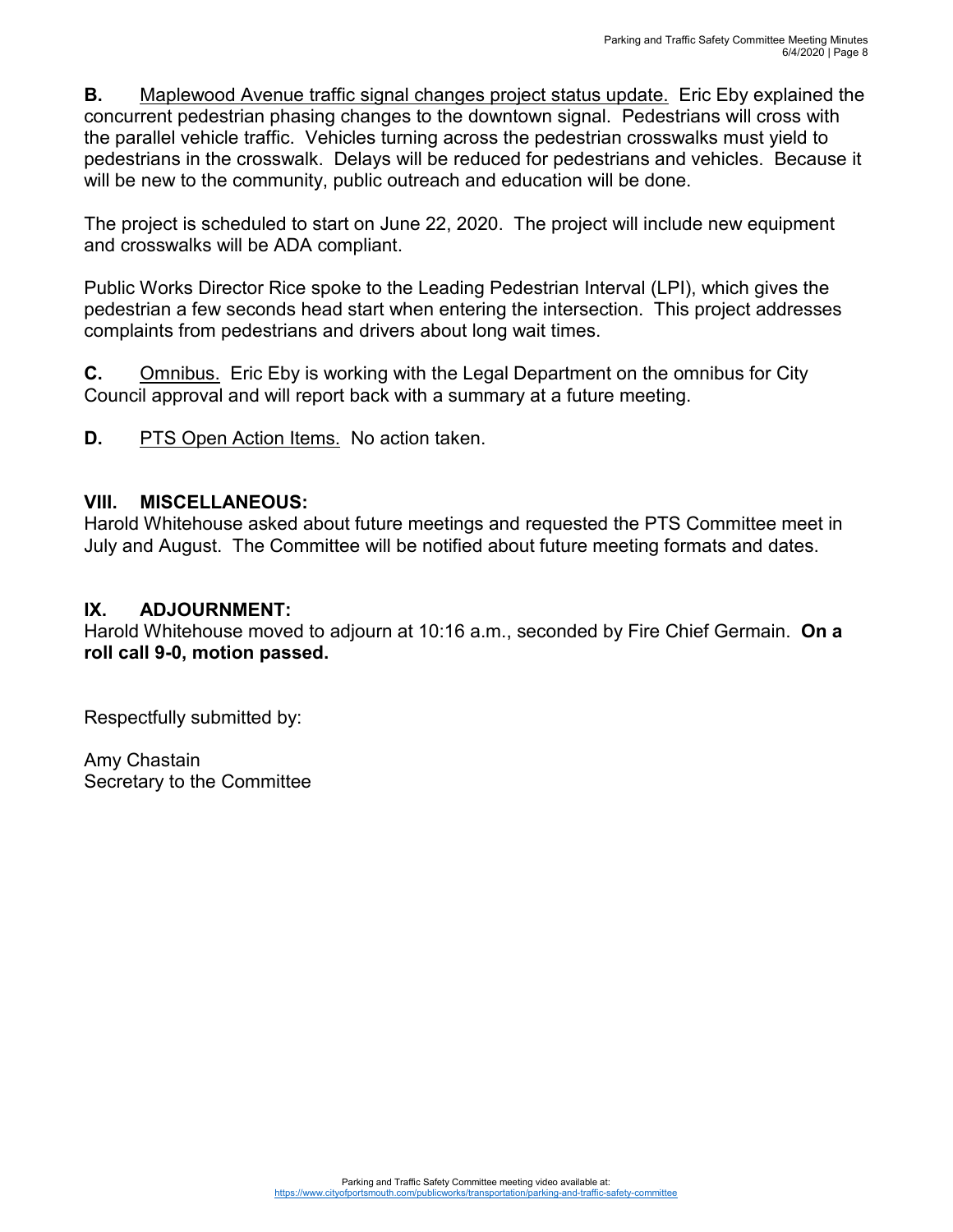**B.** Maplewood Avenue traffic signal changes project status update. Eric Eby explained the concurrent pedestrian phasing changes to the downtown signal. Pedestrians will cross with the parallel vehicle traffic. Vehicles turning across the pedestrian crosswalks must yield to pedestrians in the crosswalk. Delays will be reduced for pedestrians and vehicles. Because it will be new to the community, public outreach and education will be done.

The project is scheduled to start on June 22, 2020. The project will include new equipment and crosswalks will be ADA compliant.

Public Works Director Rice spoke to the Leading Pedestrian Interval (LPI), which gives the pedestrian a few seconds head start when entering the intersection. This project addresses complaints from pedestrians and drivers about long wait times.

**C.** Omnibus. Eric Eby is working with the Legal Department on the omnibus for City Council approval and will report back with a summary at a future meeting.

**D.** PTS Open Action Items. No action taken.

## VIII. MISCELLANEOUS:

Harold Whitehouse asked about future meetings and requested the PTS Committee meet in July and August. The Committee will be notified about future meeting formats and dates.

## IX. ADJOURNMENT:

Harold Whitehouse moved to adjourn at 10:16 a.m., seconded by Fire Chief Germain. **On a roll call 9-0, motion passed.**

Respectfully submitted by:

Amy Chastain
Secretary to the Committee

Parking and Traffic Safety Committee meeting video available at:
https://www.cityofportsmouth.com/publicworks/transportation/parking-and-traffic-safety-committee